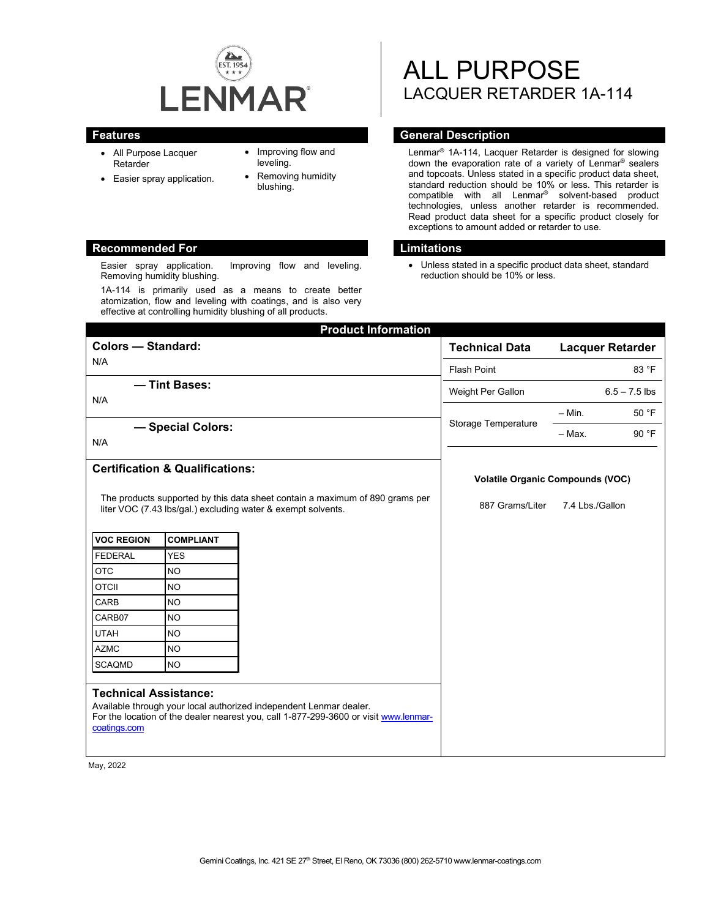LENMAR

EST. 1954

# ALL PURPOSE

## LACQUER RETARDER 1A-114

## Features

- All Purpose Lacquer Retarder
- Easier spray application.
- Improving flow and leveling.
- Removing humidity blushing.

## General Description

Lenmar® 1A-114, Lacquer Retarder is designed for slowing down the evaporation rate of a variety of Lenmar® sealers and topcoats. Unless stated in a specific product data sheet, standard reduction should be 10% or less. This retarder is compatible with all Lenmar® solvent-based product technologies, unless another retarder is recommended. Read product data sheet for a specific product closely for exceptions to amount added or retarder to use.

## Recommended For

Easier spray application. Improving flow and leveling. Removing humidity blushing.

1A-114 is primarily used as a means to create better atomization, flow and leveling with coatings, and is also very effective at controlling humidity blushing of all products.

## Limitations

- Unless stated in a specific product data sheet, standard reduction should be 10% or less.

## Product Information

### Colors — Standard:

N/A

### — Tint Bases:

N/A

### — Special Colors:

N/A

### Certification & Qualifications:

The products supported by this data sheet contain a maximum of 890 grams per liter VOC (7.43 lbs/gal.) excluding water & exempt solvents.

| VOC REGION | COMPLIANT |
|---|---|
| FEDERAL | YES |
| OTC | NO |
| OTCII | NO |
| CARB | NO |
| CARB07 | NO |
| UTAH | NO |
| AZMC | NO |
| SCAQMD | NO |

| Technical Data | | Lacquer Retarder |
|---|---|---|
| Flash Point | | 83 °F |
| Weight Per Gallon | | 6.5 – 7.5 lbs |
| Storage Temperature | – Min. | 50 °F |
| | – Max. | 90 °F |

**Volatile Organic Compounds (VOC)**

887 Grams/Liter 7.4 Lbs./Gallon

### Technical Assistance:

Available through your local authorized independent Lenmar dealer.
For the location of the dealer nearest you, call 1-877-299-3600 or visit www.lenmar-coatings.com

May, 2022

Gemini Coatings, Inc. 421 SE 27th Street, El Reno, OK 73036 (800) 262-5710 www.lenmar-coatings.com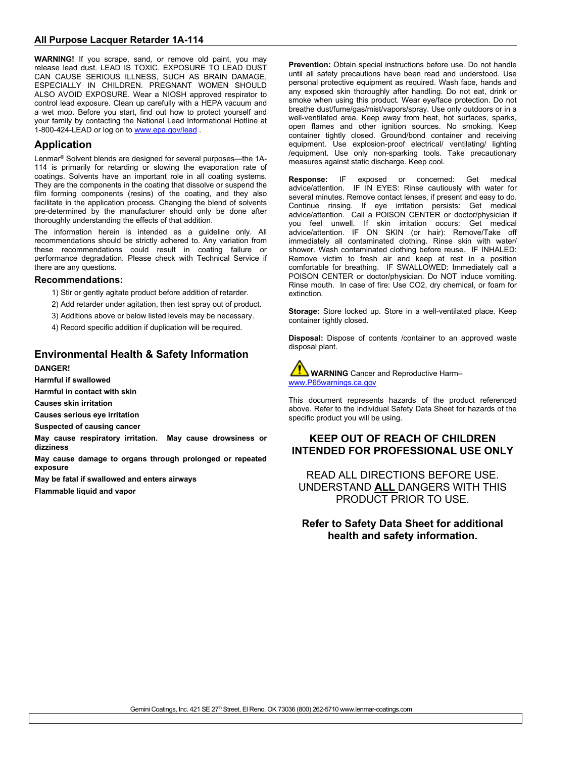## All Purpose Lacquer Retarder 1A-114

**WARNING!** If you scrape, sand, or remove old paint, you may release lead dust. LEAD IS TOXIC. EXPOSURE TO LEAD DUST CAN CAUSE SERIOUS ILLNESS, SUCH AS BRAIN DAMAGE, ESPECIALLY IN CHILDREN. PREGNANT WOMEN SHOULD ALSO AVOID EXPOSURE. Wear a NIOSH approved respirator to control lead exposure. Clean up carefully with a HEPA vacuum and a wet mop. Before you start, find out how to protect yourself and your family by contacting the National Lead Informational Hotline at 1-800-424-LEAD or log on to www.epa.gov/lead .

## Application

Lenmar® Solvent blends are designed for several purposes—the 1A-114 is primarily for retarding or slowing the evaporation rate of coatings. Solvents have an important role in all coating systems. They are the components in the coating that dissolve or suspend the film forming components (resins) of the coating, and they also facilitate in the application process. Changing the blend of solvents pre-determined by the manufacturer should only be done after thoroughly understanding the effects of that addition.

The information herein is intended as a guideline only. All recommendations should be strictly adhered to. Any variation from these recommendations could result in coating failure or performance degradation. Please check with Technical Service if there are any questions.

### Recommendations:

1) Stir or gently agitate product before addition of retarder.
2) Add retarder under agitation, then test spray out of product.
3) Additions above or below listed levels may be necessary.
4) Record specific addition if duplication will be required.

## Environmental Health & Safety Information

**DANGER!**

**Harmful if swallowed**

**Harmful in contact with skin**

**Causes skin irritation**

**Causes serious eye irritation**

**Suspected of causing cancer**

**May cause respiratory irritation. May cause drowsiness or dizziness**

**May cause damage to organs through prolonged or repeated exposure**

**May be fatal if swallowed and enters airways**

**Flammable liquid and vapor**

**Prevention:** Obtain special instructions before use. Do not handle until all safety precautions have been read and understood. Use personal protective equipment as required. Wash face, hands and any exposed skin thoroughly after handling. Do not eat, drink or smoke when using this product. Wear eye/face protection. Do not breathe dust/fume/gas/mist/vapors/spray. Use only outdoors or in a well-ventilated area. Keep away from heat, hot surfaces, sparks, open flames and other ignition sources. No smoking. Keep container tightly closed. Ground/bond container and receiving equipment. Use explosion-proof electrical/ ventilating/ lighting /equipment. Use only non-sparking tools. Take precautionary measures against static discharge. Keep cool.

**Response:** IF exposed or concerned: Get medical advice/attention. IF IN EYES: Rinse cautiously with water for several minutes. Remove contact lenses, if present and easy to do. Continue rinsing. If eye irritation persists: Get medical advice/attention. Call a POISON CENTER or doctor/physician if you feel unwell. If skin irritation occurs: Get medical advice/attention. IF ON SKIN (or hair): Remove/Take off immediately all contaminated clothing. Rinse skin with water/ shower. Wash contaminated clothing before reuse. IF INHALED: Remove victim to fresh air and keep at rest in a position comfortable for breathing. IF SWALLOWED: Immediately call a POISON CENTER or doctor/physician. Do NOT induce vomiting. Rinse mouth. In case of fire: Use CO2, dry chemical, or foam for extinction.

**Storage:** Store locked up. Store in a well-ventilated place. Keep container tightly closed.

**Disposal:** Dispose of contents /container to an approved waste disposal plant.

**WARNING** Cancer and Reproductive Harm– www.P65warnings.ca.gov

This document represents hazards of the product referenced above. Refer to the individual Safety Data Sheet for hazards of the specific product you will be using.

**KEEP OUT OF REACH OF CHILDREN**
**INTENDED FOR PROFESSIONAL USE ONLY**

READ ALL DIRECTIONS BEFORE USE. UNDERSTAND **ALL** DANGERS WITH THIS PRODUCT PRIOR TO USE.

**Refer to Safety Data Sheet for additional health and safety information.**

Gemini Coatings, Inc. 421 SE 27th Street, El Reno, OK 73036 (800) 262-5710 www.lenmar-coatings.com